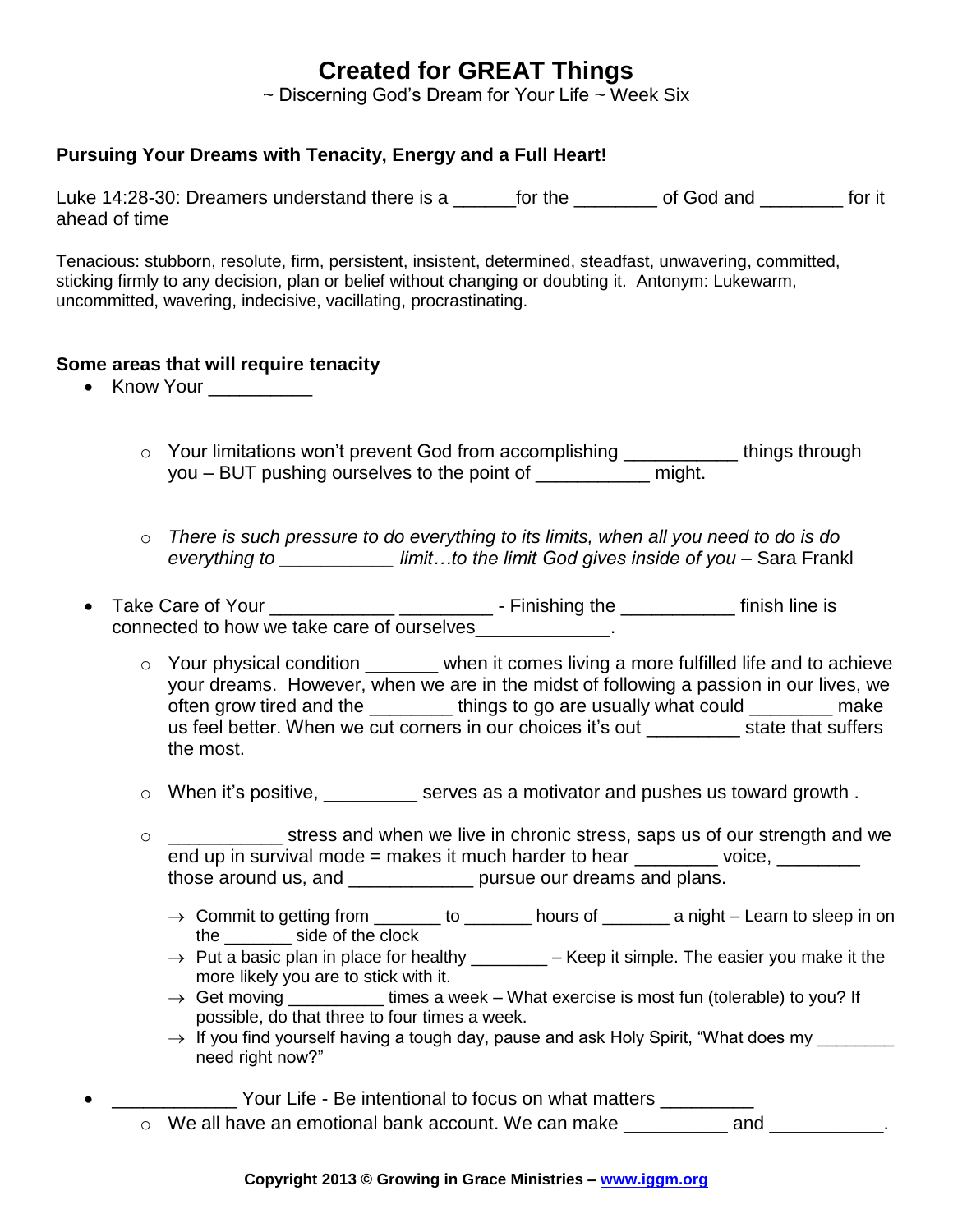# Created for GREAT Things

~ Discerning God's Dream for Your Life ~ Week Six

**Pursuing Your Dreams with Tenacity, Energy and a Full Heart!**

Luke 14:28-30: Dreamers understand there is a ______for the ________ of God and ________ for it ahead of time

Tenacious: stubborn, resolute, firm, persistent, insistent, determined, steadfast, unwavering, committed, sticking firmly to any decision, plan or belief without changing or doubting it. Antonym: Lukewarm, uncommitted, wavering, indecisive, vacillating, procrastinating.

**Some areas that will require tenacity**

- Know Your __________
  - Your limitations won't prevent God from accomplishing ___________ things through you – BUT pushing ourselves to the point of ___________ might.
  - *There is such pressure to do everything to its limits, when all you need to do is do everything to ___________ limit…to the limit God gives inside of you* – Sara Frankl
- Take Care of Your ____________ _________ - Finishing the ___________ finish line is connected to how we take care of ourselves_____________.
  - Your physical condition _______ when it comes living a more fulfilled life and to achieve your dreams. However, when we are in the midst of following a passion in our lives, we often grow tired and the ________ things to go are usually what could ________ make us feel better. When we cut corners in our choices it's out _________ state that suffers the most.
  - When it's positive, _________ serves as a motivator and pushes us toward growth .
  - ___________ stress and when we live in chronic stress, saps us of our strength and we end up in survival mode = makes it much harder to hear ________ voice, ________ those around us, and ____________ pursue our dreams and plans.
    - → Commit to getting from _______ to _______ hours of _______ a night – Learn to sleep in on the _______ side of the clock
    - → Put a basic plan in place for healthy ________ – Keep it simple. The easier you make it the more likely you are to stick with it.
    - → Get moving __________ times a week – What exercise is most fun (tolerable) to you? If possible, do that three to four times a week.
    - → If you find yourself having a tough day, pause and ask Holy Spirit, "What does my ________ need right now?"
- ____________ Your Life - Be intentional to focus on what matters _________
  - We all have an emotional bank account. We can make __________ and ___________.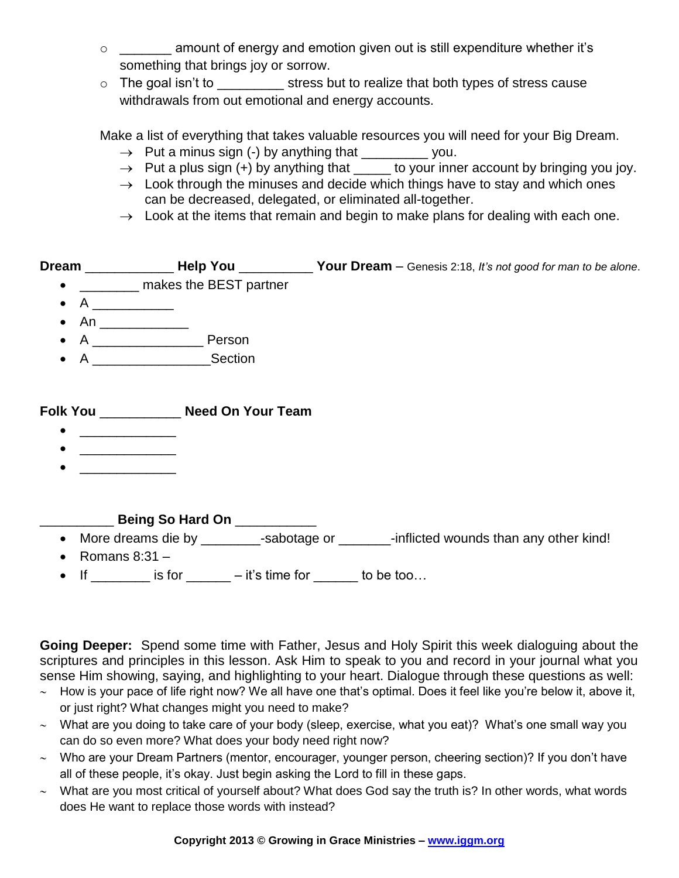- _______ amount of energy and emotion given out is still expenditure whether it's something that brings joy or sorrow.
- The goal isn't to _________ stress but to realize that both types of stress cause withdrawals from out emotional and energy accounts.

Make a list of everything that takes valuable resources you will need for your Big Dream.

- → Put a minus sign (-) by anything that _________ you.
- → Put a plus sign (+) by anything that _____ to your inner account by bringing you joy.
- → Look through the minuses and decide which things have to stay and which ones can be decreased, delegated, or eliminated all-together.
- → Look at the items that remain and begin to make plans for dealing with each one.

**Dream ____________ Help You __________ Your Dream** – Genesis 2:18, *It's not good for man to be alone*.

- ________ makes the BEST partner
- A ___________
- An ____________
- A _______________ Person
- A ________________Section

**Folk You ___________ Need On Your Team**

- _____________
- _____________
- _____________

**__________ Being So Hard On ___________**

- More dreams die by ________-sabotage or _______-inflicted wounds than any other kind!
- Romans 8:31 –
- If ________ is for ______ – it's time for ______ to be too…

**Going Deeper:** Spend some time with Father, Jesus and Holy Spirit this week dialoguing about the scriptures and principles in this lesson. Ask Him to speak to you and record in your journal what you sense Him showing, saying, and highlighting to your heart. Dialogue through these questions as well:

~ How is your pace of life right now? We all have one that's optimal. Does it feel like you're below it, above it, or just right? What changes might you need to make?

~ What are you doing to take care of your body (sleep, exercise, what you eat)? What's one small way you can do so even more? What does your body need right now?

~ Who are your Dream Partners (mentor, encourager, younger person, cheering section)? If you don't have all of these people, it's okay. Just begin asking the Lord to fill in these gaps.

~ What are you most critical of yourself about? What does God say the truth is? In other words, what words does He want to replace those words with instead?

**Copyright 2013 © Growing in Grace Ministries – www.iggm.org**